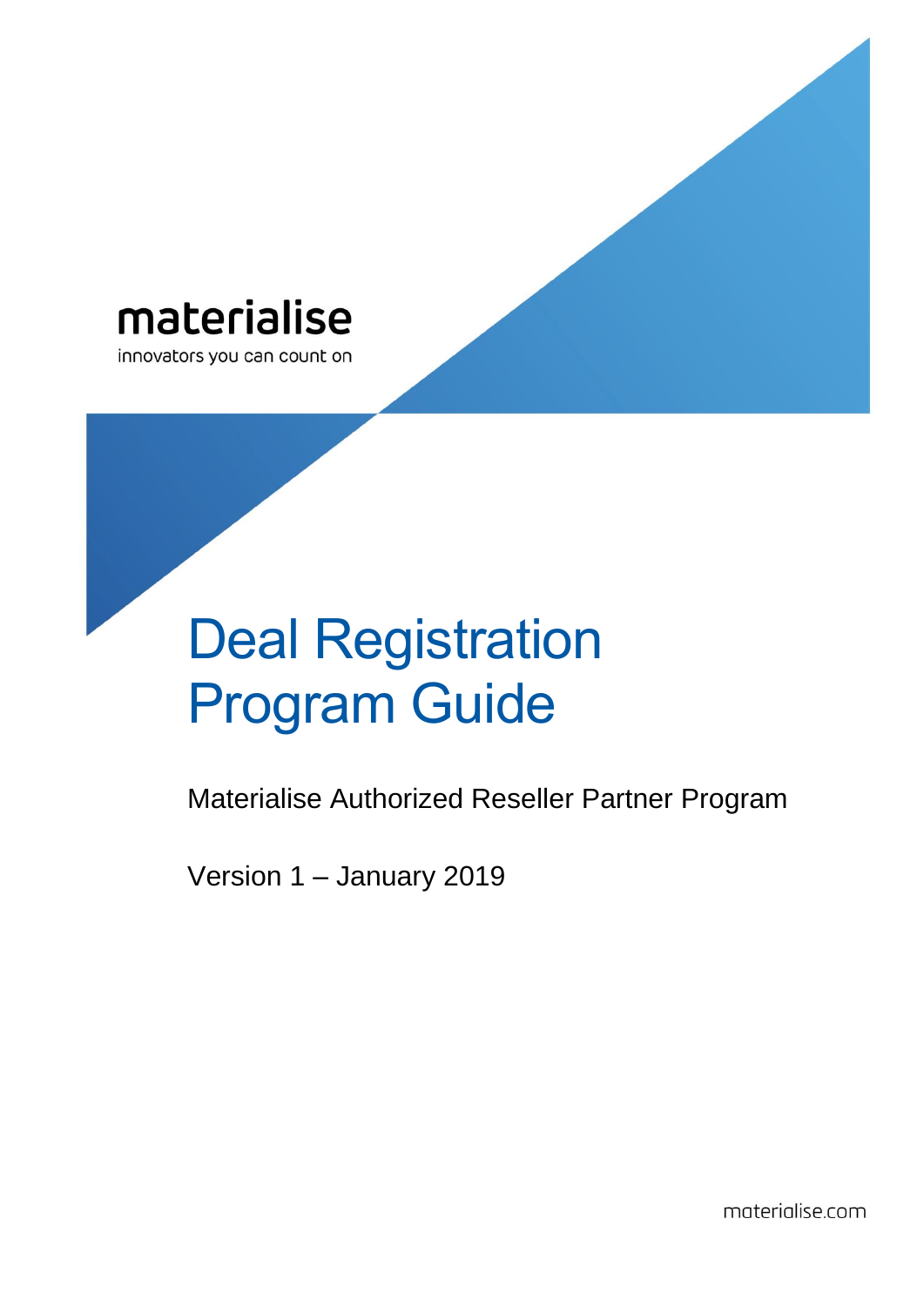materialise

innovators you can count on

# Deal Registration Program Guide

Materialise Authorized Reseller Partner Program

Version 1 – January 2019

materialise.com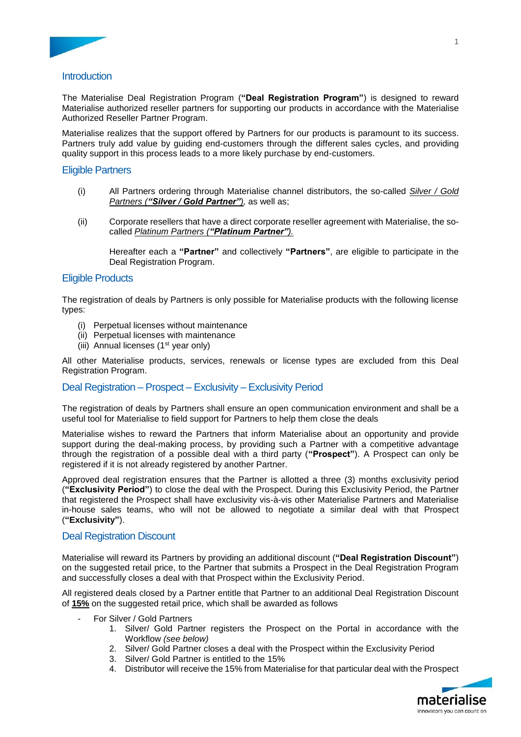## Introduction

The Materialise Deal Registration Program (**"Deal Registration Program"**) is designed to reward Materialise authorized reseller partners for supporting our products in accordance with the Materialise Authorized Reseller Partner Program.

Materialise realizes that the support offered by Partners for our products is paramount to its success. Partners truly add value by guiding end-customers through the different sales cycles, and providing quality support in this process leads to a more likely purchase by end-customers.

## Eligible Partners

(i) All Partners ordering through Materialise channel distributors, the so-called <u>*Silver / Gold Partners (**"Silver / Gold Partner"**)*</u>, as well as;

(ii) Corporate resellers that have a direct corporate reseller agreement with Materialise, the so-called <u>*Platinum Partners (**"Platinum Partner"**)*</u>.

Hereafter each a **"Partner"** and collectively **"Partners"**, are eligible to participate in the Deal Registration Program.

## Eligible Products

The registration of deals by Partners is only possible for Materialise products with the following license types:

(i) Perpetual licenses without maintenance
(ii) Perpetual licenses with maintenance
(iii) Annual licenses (1st year only)

All other Materialise products, services, renewals or license types are excluded from this Deal Registration Program.

## Deal Registration – Prospect – Exclusivity – Exclusivity Period

The registration of deals by Partners shall ensure an open communication environment and shall be a useful tool for Materialise to field support for Partners to help them close the deals

Materialise wishes to reward the Partners that inform Materialise about an opportunity and provide support during the deal-making process, by providing such a Partner with a competitive advantage through the registration of a possible deal with a third party (**"Prospect"**). A Prospect can only be registered if it is not already registered by another Partner.

Approved deal registration ensures that the Partner is allotted a three (3) months exclusivity period (**"Exclusivity Period"**) to close the deal with the Prospect. During this Exclusivity Period, the Partner that registered the Prospect shall have exclusivity vis-à-vis other Materialise Partners and Materialise in-house sales teams, who will not be allowed to negotiate a similar deal with that Prospect (**"Exclusivity"**).

## Deal Registration Discount

Materialise will reward its Partners by providing an additional discount (**"Deal Registration Discount"**) on the suggested retail price, to the Partner that submits a Prospect in the Deal Registration Program and successfully closes a deal with that Prospect within the Exclusivity Period.

All registered deals closed by a Partner entitle that Partner to an additional Deal Registration Discount of <u>**15%**</u> on the suggested retail price, which shall be awarded as follows

- For Silver / Gold Partners
  1. Silver/ Gold Partner registers the Prospect on the Portal in accordance with the Workflow *(see below)*
  2. Silver/ Gold Partner closes a deal with the Prospect within the Exclusivity Period
  3. Silver/ Gold Partner is entitled to the 15%
  4. Distributor will receive the 15% from Materialise for that particular deal with the Prospect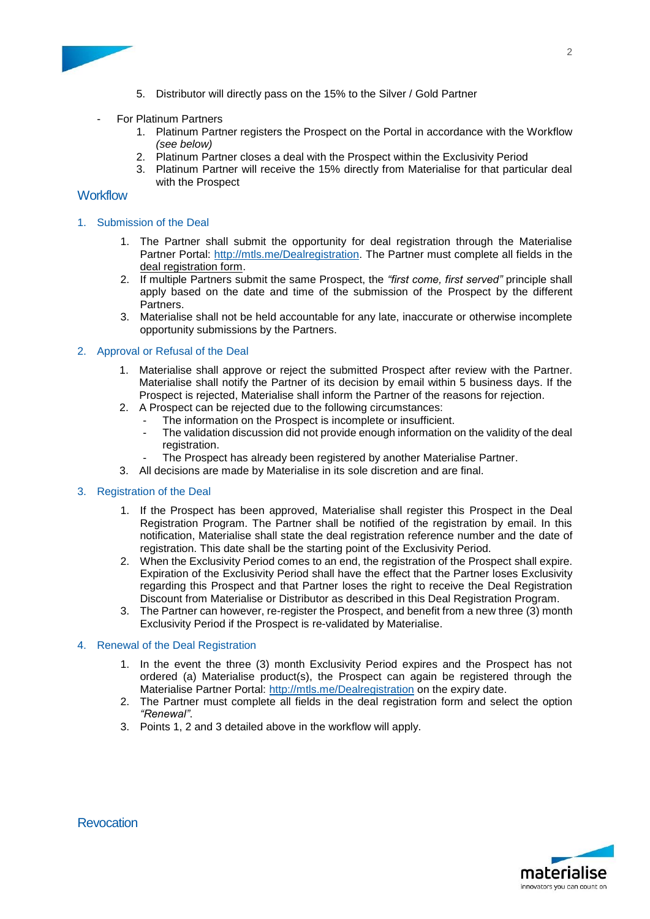5. Distributor will directly pass on the 15% to the Silver / Gold Partner

- For Platinum Partners
  1. Platinum Partner registers the Prospect on the Portal in accordance with the Workflow *(see below)*
  2. Platinum Partner closes a deal with the Prospect within the Exclusivity Period
  3. Platinum Partner will receive the 15% directly from Materialise for that particular deal with the Prospect

## Workflow

### 1. Submission of the Deal

1. The Partner shall submit the opportunity for deal registration through the Materialise Partner Portal: [http://mtls.me/Dealregistration](http://mtls.me/Dealregistration). The Partner must complete all fields in the deal registration form.
2. If multiple Partners submit the same Prospect, the *"first come, first served"* principle shall apply based on the date and time of the submission of the Prospect by the different Partners.
3. Materialise shall not be held accountable for any late, inaccurate or otherwise incomplete opportunity submissions by the Partners.

### 2. Approval or Refusal of the Deal

1. Materialise shall approve or reject the submitted Prospect after review with the Partner. Materialise shall notify the Partner of its decision by email within 5 business days. If the Prospect is rejected, Materialise shall inform the Partner of the reasons for rejection.
2. A Prospect can be rejected due to the following circumstances:
   - The information on the Prospect is incomplete or insufficient.
   - The validation discussion did not provide enough information on the validity of the deal registration.
   - The Prospect has already been registered by another Materialise Partner.
3. All decisions are made by Materialise in its sole discretion and are final.

### 3. Registration of the Deal

1. If the Prospect has been approved, Materialise shall register this Prospect in the Deal Registration Program. The Partner shall be notified of the registration by email. In this notification, Materialise shall state the deal registration reference number and the date of registration. This date shall be the starting point of the Exclusivity Period.
2. When the Exclusivity Period comes to an end, the registration of the Prospect shall expire. Expiration of the Exclusivity Period shall have the effect that the Partner loses Exclusivity regarding this Prospect and that Partner loses the right to receive the Deal Registration Discount from Materialise or Distributor as described in this Deal Registration Program.
3. The Partner can however, re-register the Prospect, and benefit from a new three (3) month Exclusivity Period if the Prospect is re-validated by Materialise.

### 4. Renewal of the Deal Registration

1. In the event the three (3) month Exclusivity Period expires and the Prospect has not ordered (a) Materialise product(s), the Prospect can again be registered through the Materialise Partner Portal: [http://mtls.me/Dealregistration](http://mtls.me/Dealregistration) on the expiry date.
2. The Partner must complete all fields in the deal registration form and select the option *"Renewal"*.
3. Points 1, 2 and 3 detailed above in the workflow will apply.

## Revocation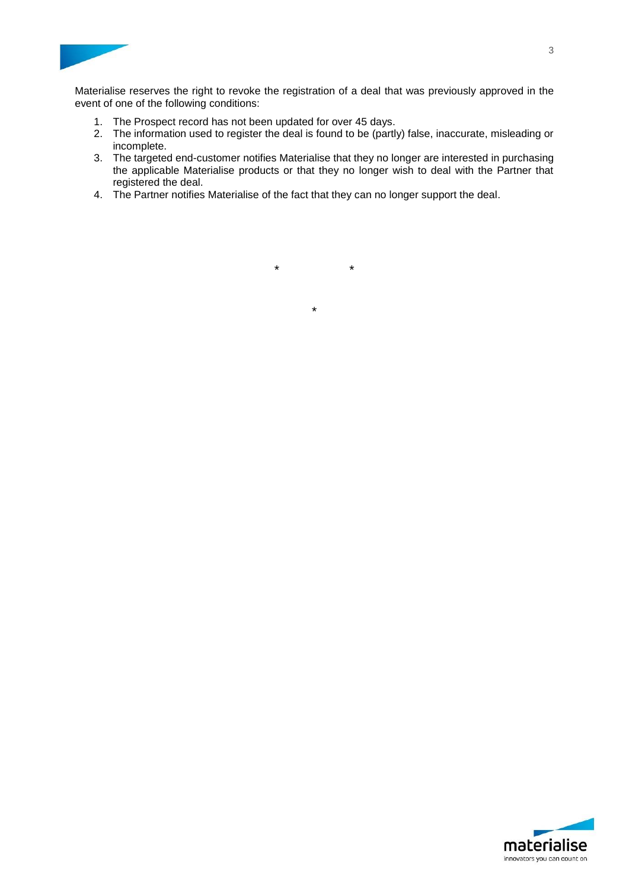Materialise reserves the right to revoke the registration of a deal that was previously approved in the event of one of the following conditions:

1. The Prospect record has not been updated for over 45 days.
2. The information used to register the deal is found to be (partly) false, inaccurate, misleading or incomplete.
3. The targeted end-customer notifies Materialise that they no longer are interested in purchasing the applicable Materialise products or that they no longer wish to deal with the Partner that registered the deal.
4. The Partner notifies Materialise of the fact that they can no longer support the deal.

\*          \*

\*